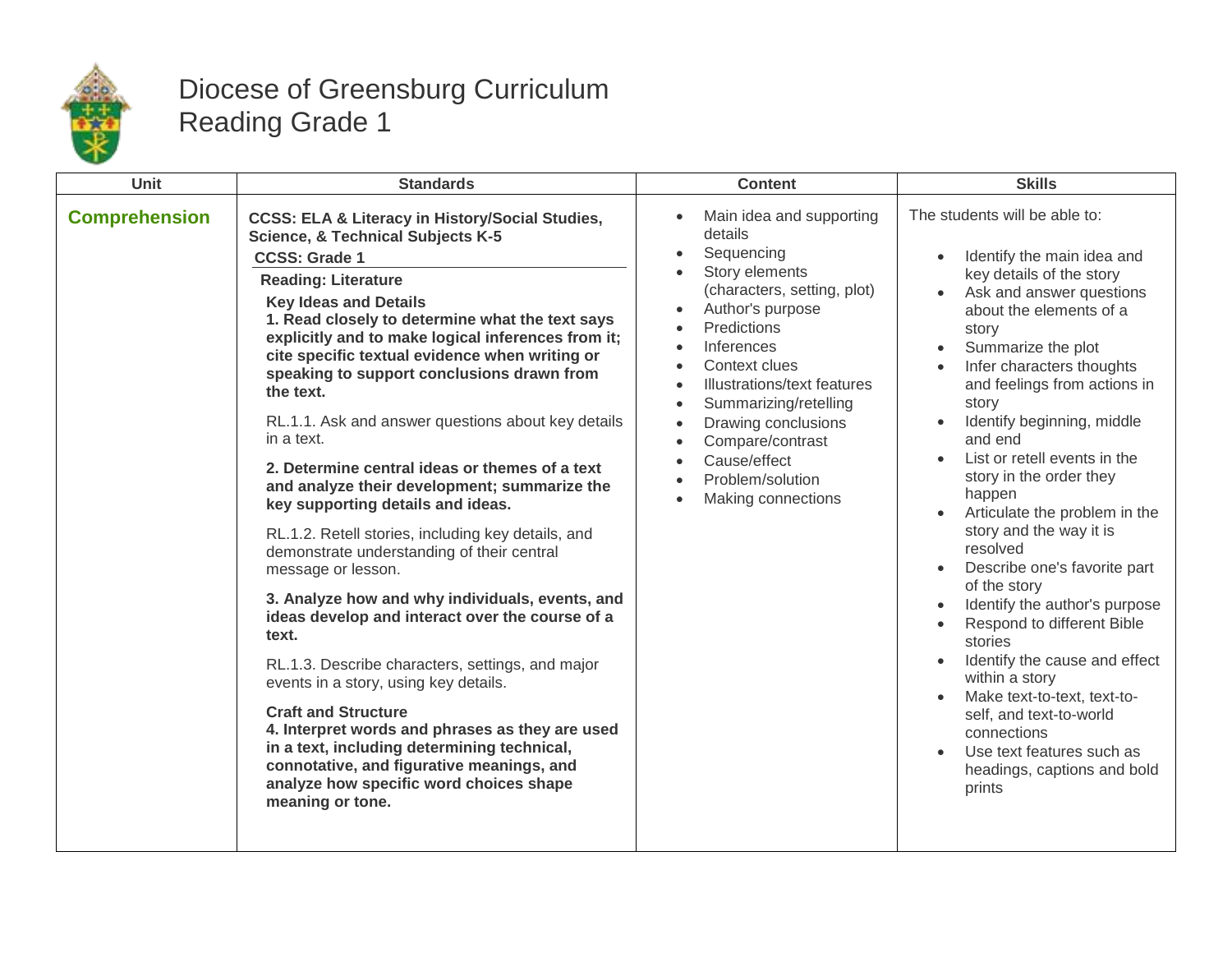# Diocese of Greensburg Curriculum
# Reading Grade 1

| Unit | Standards | Content | Skills |
| --- | --- | --- | --- |
| **Comprehension** | **CCSS: ELA & Literacy in History/Social Studies, Science, & Technical Subjects K-5**<br>**CCSS: Grade 1**<br>**Reading: Literature**<br>**Key Ideas and Details**<br>**1. Read closely to determine what the text says explicitly and to make logical inferences from it; cite specific textual evidence when writing or speaking to support conclusions drawn from the text.**<br>RL.1.1. Ask and answer questions about key details in a text.<br>**2. Determine central ideas or themes of a text and analyze their development; summarize the key supporting details and ideas.**<br>RL.1.2. Retell stories, including key details, and demonstrate understanding of their central message or lesson.<br>**3. Analyze how and why individuals, events, and ideas develop and interact over the course of a text.**<br>RL.1.3. Describe characters, settings, and major events in a story, using key details.<br>**Craft and Structure**<br>**4. Interpret words and phrases as they are used in a text, including determining technical, connotative, and figurative meanings, and analyze how specific word choices shape meaning or tone.** | • Main idea and supporting details<br>• Sequencing<br>• Story elements (characters, setting, plot)<br>• Author's purpose<br>• Predictions<br>• Inferences<br>• Context clues<br>• Illustrations/text features<br>• Summarizing/retelling<br>• Drawing conclusions<br>• Compare/contrast<br>• Cause/effect<br>• Problem/solution<br>• Making connections | The students will be able to:<br>• Identify the main idea and key details of the story<br>• Ask and answer questions about the elements of a story<br>• Summarize the plot<br>• Infer characters thoughts and feelings from actions in story<br>• Identify beginning, middle and end<br>• List or retell events in the story in the order they happen<br>• Articulate the problem in the story and the way it is resolved<br>• Describe one's favorite part of the story<br>• Identify the author's purpose<br>• Respond to different Bible stories<br>• Identify the cause and effect within a story<br>• Make text-to-text, text-to-self, and text-to-world connections<br>• Use text features such as headings, captions and bold prints |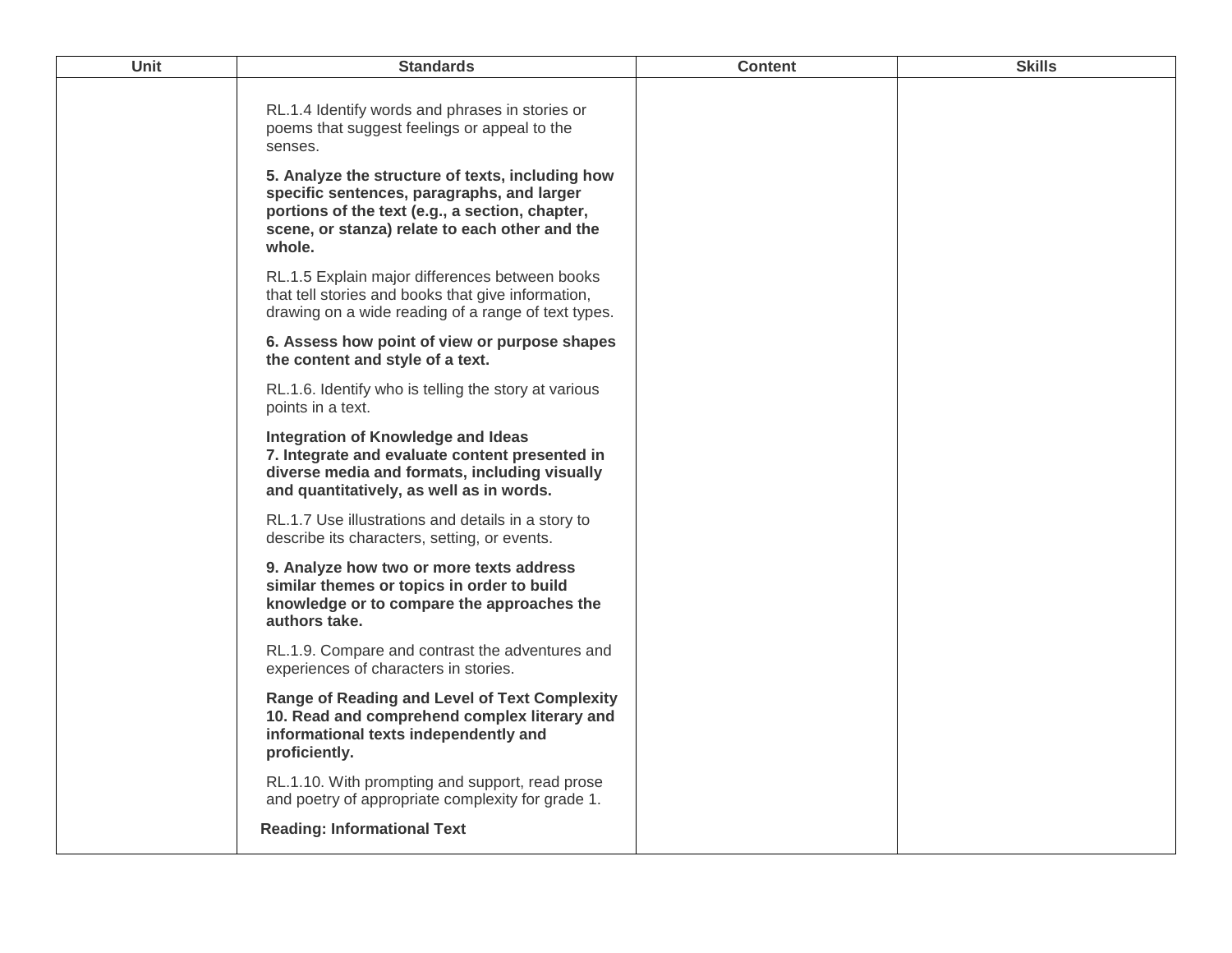| Unit | Standards | Content | Skills |
|---|---|---|---|
| | RL.1.4 Identify words and phrases in stories or poems that suggest feelings or appeal to the senses.<br><br>**5. Analyze the structure of texts, including how specific sentences, paragraphs, and larger portions of the text (e.g., a section, chapter, scene, or stanza) relate to each other and the whole.**<br><br>RL.1.5 Explain major differences between books that tell stories and books that give information, drawing on a wide reading of a range of text types.<br><br>**6. Assess how point of view or purpose shapes the content and style of a text.**<br><br>RL.1.6. Identify who is telling the story at various points in a text.<br><br>**Integration of Knowledge and Ideas**<br>**7. Integrate and evaluate content presented in diverse media and formats, including visually and quantitatively, as well as in words.**<br><br>RL.1.7 Use illustrations and details in a story to describe its characters, setting, or events.<br><br>**9. Analyze how two or more texts address similar themes or topics in order to build knowledge or to compare the approaches the authors take.**<br><br>RL.1.9. Compare and contrast the adventures and experiences of characters in stories.<br><br>**Range of Reading and Level of Text Complexity**<br>**10. Read and comprehend complex literary and informational texts independently and proficiently.**<br><br>RL.1.10. With prompting and support, read prose and poetry of appropriate complexity for grade 1.<br><br>**Reading: Informational Text** | | |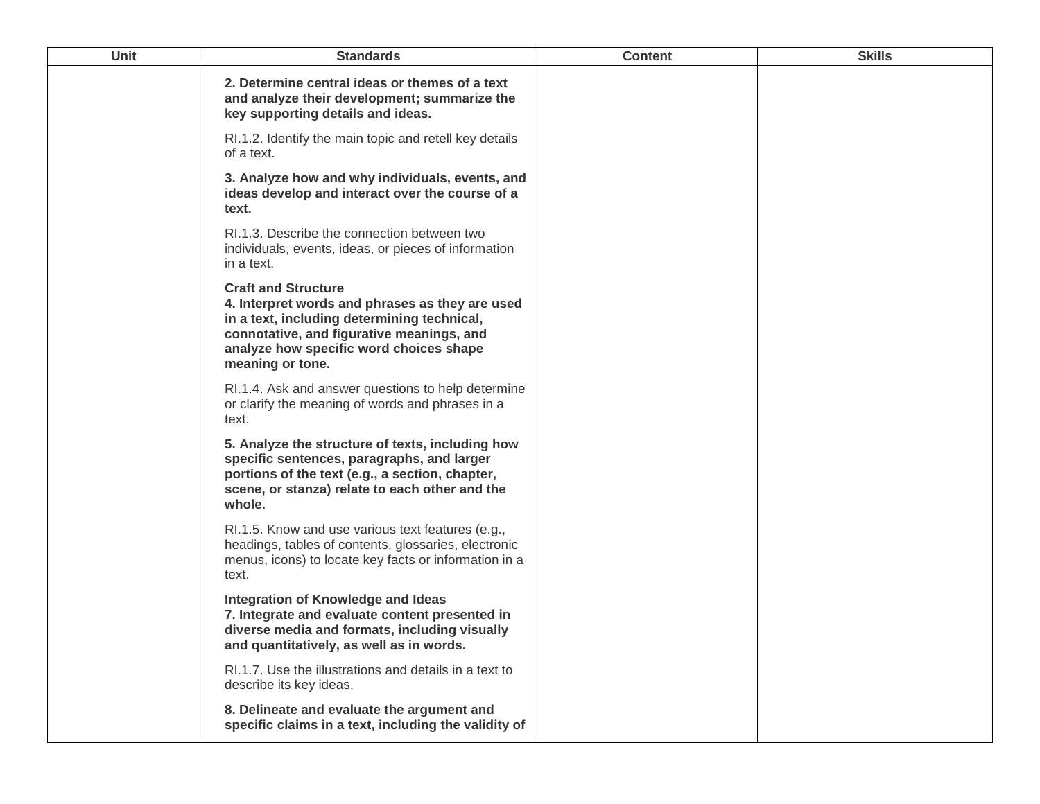| Unit | Standards | Content | Skills |
| --- | --- | --- | --- |
| | **2. Determine central ideas or themes of a text and analyze their development; summarize the key supporting details and ideas.**<br><br>RI.1.2. Identify the main topic and retell key details of a text.<br><br>**3. Analyze how and why individuals, events, and ideas develop and interact over the course of a text.**<br><br>RI.1.3. Describe the connection between two individuals, events, ideas, or pieces of information in a text.<br><br>**Craft and Structure**<br>**4. Interpret words and phrases as they are used in a text, including determining technical, connotative, and figurative meanings, and analyze how specific word choices shape meaning or tone.**<br><br>RI.1.4. Ask and answer questions to help determine or clarify the meaning of words and phrases in a text.<br><br>**5. Analyze the structure of texts, including how specific sentences, paragraphs, and larger portions of the text (e.g., a section, chapter, scene, or stanza) relate to each other and the whole.**<br><br>RI.1.5. Know and use various text features (e.g., headings, tables of contents, glossaries, electronic menus, icons) to locate key facts or information in a text.<br><br>**Integration of Knowledge and Ideas**<br>**7. Integrate and evaluate content presented in diverse media and formats, including visually and quantitatively, as well as in words.**<br><br>RI.1.7. Use the illustrations and details in a text to describe its key ideas.<br><br>**8. Delineate and evaluate the argument and specific claims in a text, including the validity of** | | |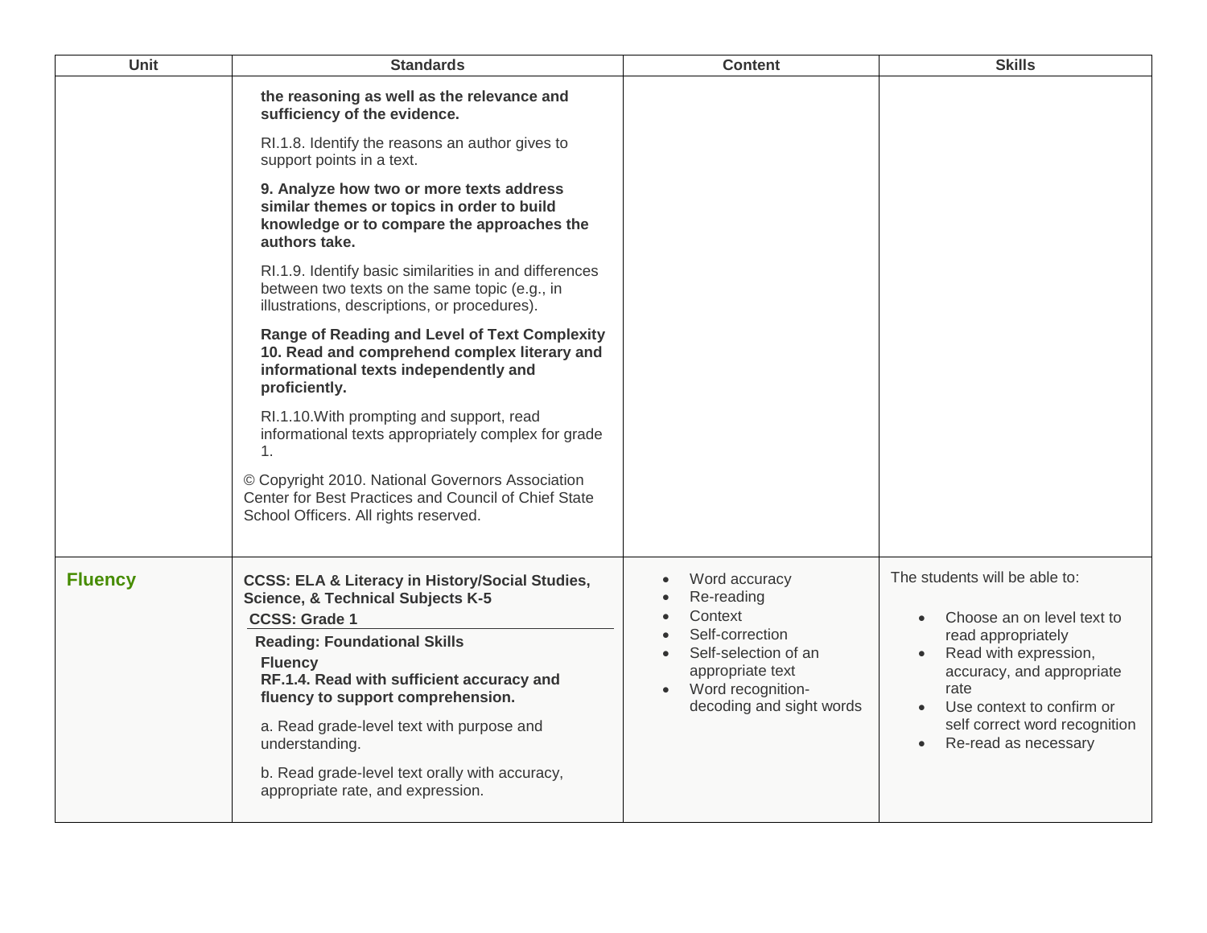| Unit | Standards | Content | Skills |
|---|---|---|---|
| | **the reasoning as well as the relevance and sufficiency of the evidence.**<br><br>RI.1.8. Identify the reasons an author gives to support points in a text.<br><br>**9. Analyze how two or more texts address similar themes or topics in order to build knowledge or to compare the approaches the authors take.**<br><br>RI.1.9. Identify basic similarities in and differences between two texts on the same topic (e.g., in illustrations, descriptions, or procedures).<br><br>**Range of Reading and Level of Text Complexity 10. Read and comprehend complex literary and informational texts independently and proficiently.**<br><br>RI.1.10.With prompting and support, read informational texts appropriately complex for grade 1.<br><br>© Copyright 2010. National Governors Association Center for Best Practices and Council of Chief State School Officers. All rights reserved. | | |
| **Fluency** | **CCSS: ELA & Literacy in History/Social Studies, Science, & Technical Subjects K-5**<br>**CCSS: Grade 1**<br>**Reading: Foundational Skills**<br>**Fluency**<br>**RF.1.4. Read with sufficient accuracy and fluency to support comprehension.**<br><br>a. Read grade-level text with purpose and understanding.<br><br>b. Read grade-level text orally with accuracy, appropriate rate, and expression. | • Word accuracy<br>• Re-reading<br>• Context<br>• Self-correction<br>• Self-selection of an appropriate text<br>• Word recognition-decoding and sight words | The students will be able to:<br><br>• Choose an on level text to read appropriately<br>• Read with expression, accuracy, and appropriate rate<br>• Use context to confirm or self correct word recognition<br>• Re-read as necessary |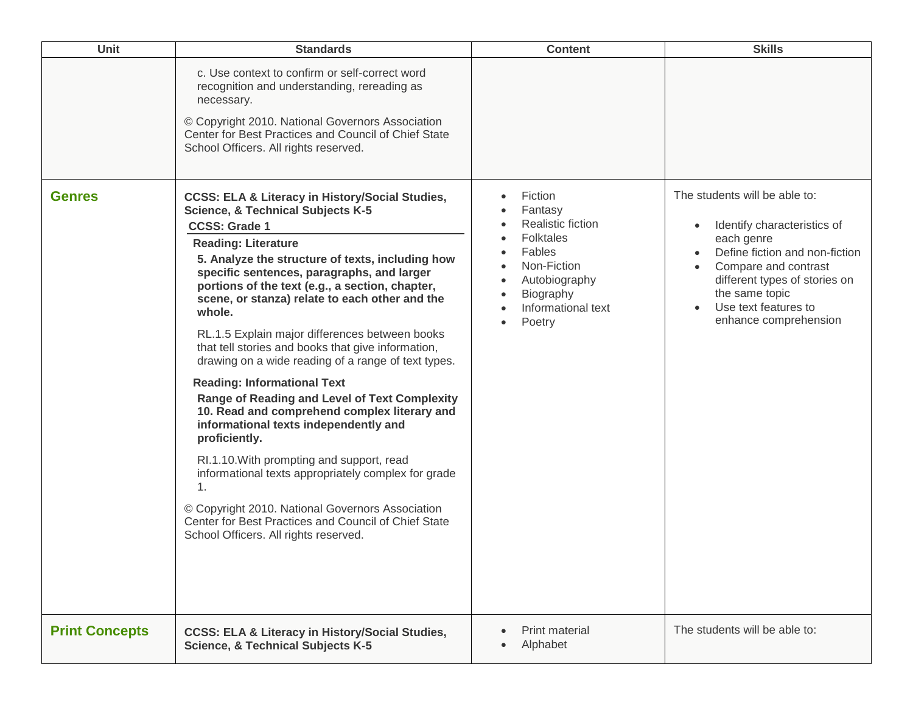| Unit | Standards | Content | Skills |
|---|---|---|---|
| | c. Use context to confirm or self-correct word recognition and understanding, rereading as necessary.<br><br>© Copyright 2010. National Governors Association Center for Best Practices and Council of Chief State School Officers. All rights reserved. | | |
| **Genres** | **CCSS: ELA & Literacy in History/Social Studies, Science, & Technical Subjects K-5**<br>**CCSS: Grade 1**<br>**Reading: Literature**<br>**5. Analyze the structure of texts, including how specific sentences, paragraphs, and larger portions of the text (e.g., a section, chapter, scene, or stanza) relate to each other and the whole.**<br><br>RL.1.5 Explain major differences between books that tell stories and books that give information, drawing on a wide reading of a range of text types.<br><br>**Reading: Informational Text**<br>**Range of Reading and Level of Text Complexity**<br>**10. Read and comprehend complex literary and informational texts independently and proficiently.**<br><br>RI.1.10.With prompting and support, read informational texts appropriately complex for grade 1.<br><br>© Copyright 2010. National Governors Association Center for Best Practices and Council of Chief State School Officers. All rights reserved. | • Fiction<br>• Fantasy<br>• Realistic fiction<br>• Folktales<br>• Fables<br>• Non-Fiction<br>• Autobiography<br>• Biography<br>• Informational text<br>• Poetry | The students will be able to:<br><br>• Identify characteristics of each genre<br>• Define fiction and non-fiction<br>• Compare and contrast different types of stories on the same topic<br>• Use text features to enhance comprehension |
| **Print Concepts** | **CCSS: ELA & Literacy in History/Social Studies, Science, & Technical Subjects K-5** | • Print material<br>• Alphabet | The students will be able to: |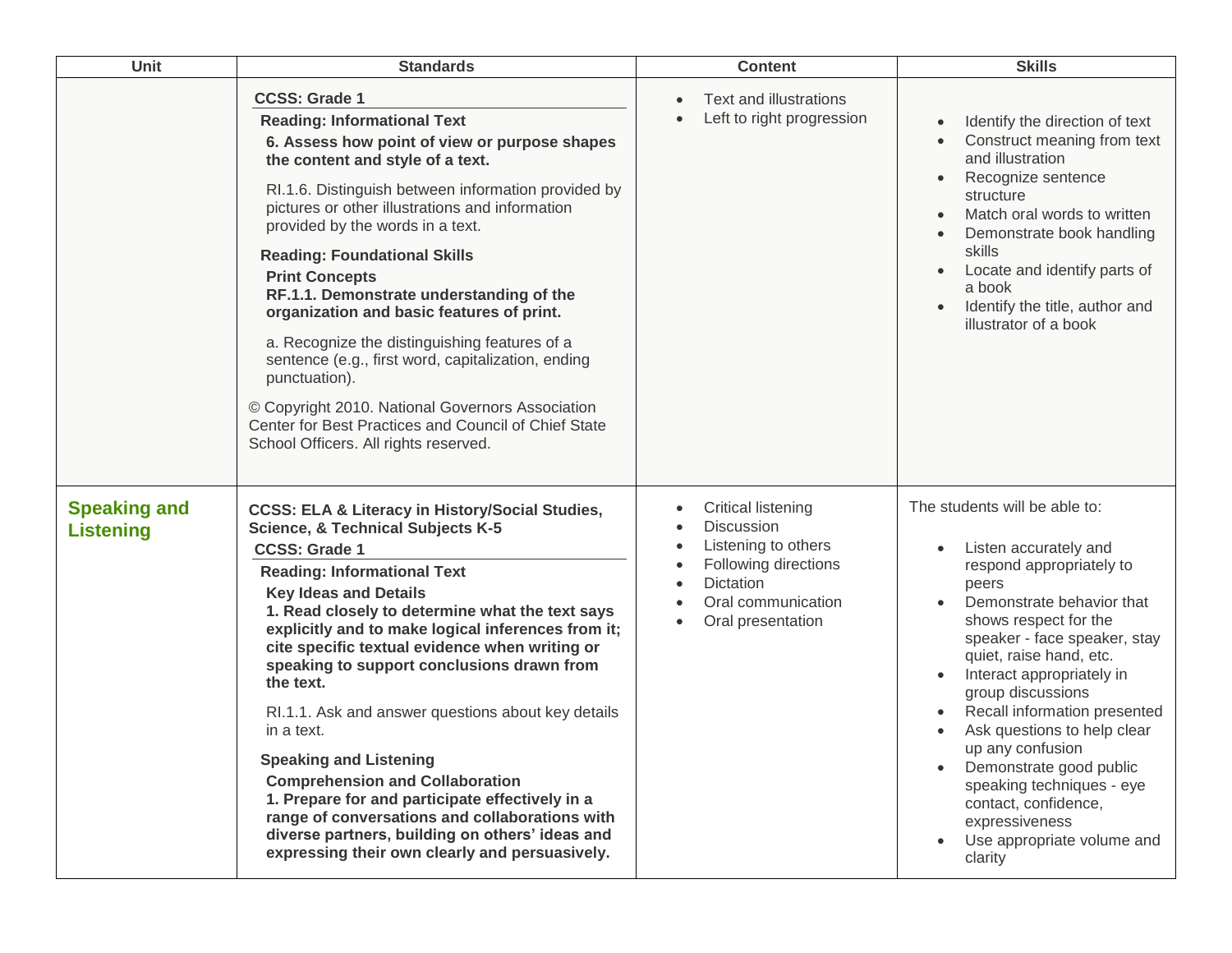| Unit | Standards | Content | Skills |
| --- | --- | --- | --- |
| | **CCSS: Grade 1**<br>**Reading: Informational Text**<br>**6. Assess how point of view or purpose shapes the content and style of a text.**<br>RI.1.6. Distinguish between information provided by pictures or other illustrations and information provided by the words in a text.<br>**Reading: Foundational Skills**<br>**Print Concepts**<br>**RF.1.1. Demonstrate understanding of the organization and basic features of print.**<br>a. Recognize the distinguishing features of a sentence (e.g., first word, capitalization, ending punctuation).<br>© Copyright 2010. National Governors Association Center for Best Practices and Council of Chief State School Officers. All rights reserved. | • Text and illustrations<br>• Left to right progression | • Identify the direction of text<br>• Construct meaning from text and illustration<br>• Recognize sentence structure<br>• Match oral words to written<br>• Demonstrate book handling skills<br>• Locate and identify parts of a book<br>• Identify the title, author and illustrator of a book |
| **Speaking and Listening** | **CCSS: ELA & Literacy in History/Social Studies, Science, & Technical Subjects K-5**<br>**CCSS: Grade 1**<br>**Reading: Informational Text**<br>**Key Ideas and Details**<br>**1. Read closely to determine what the text says explicitly and to make logical inferences from it; cite specific textual evidence when writing or speaking to support conclusions drawn from the text.**<br>RI.1.1. Ask and answer questions about key details in a text.<br>**Speaking and Listening**<br>**Comprehension and Collaboration**<br>**1. Prepare for and participate effectively in a range of conversations and collaborations with diverse partners, building on others' ideas and expressing their own clearly and persuasively.** | • Critical listening<br>• Discussion<br>• Listening to others<br>• Following directions<br>• Dictation<br>• Oral communication<br>• Oral presentation | The students will be able to:<br>• Listen accurately and respond appropriately to peers<br>• Demonstrate behavior that shows respect for the speaker - face speaker, stay quiet, raise hand, etc.<br>• Interact appropriately in group discussions<br>• Recall information presented<br>• Ask questions to help clear up any confusion<br>• Demonstrate good public speaking techniques - eye contact, confidence, expressiveness<br>• Use appropriate volume and clarity |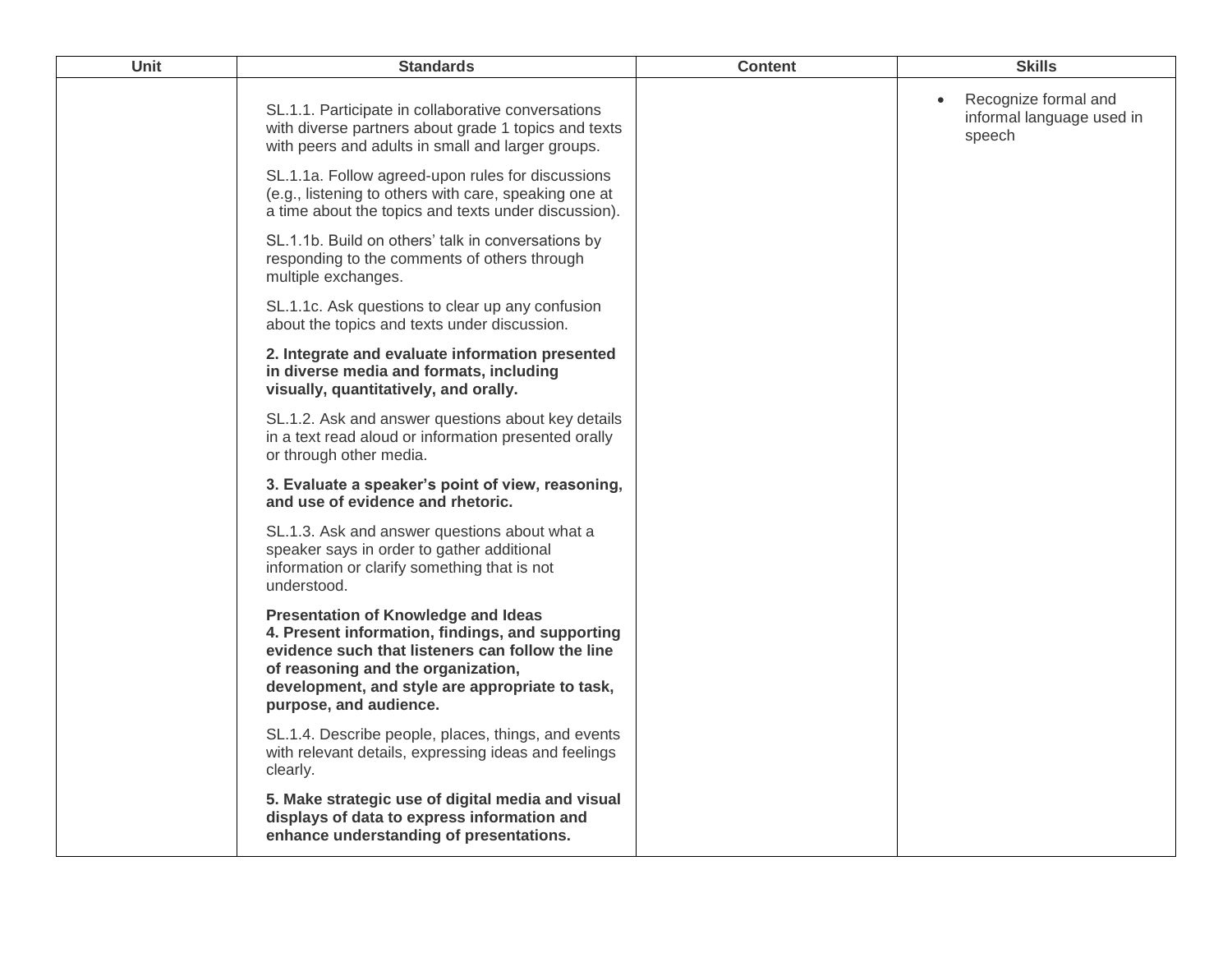| Unit | Standards | Content | Skills |
| --- | --- | --- | --- |
| | SL.1.1. Participate in collaborative conversations with diverse partners about grade 1 topics and texts with peers and adults in small and larger groups.<br><br>SL.1.1a. Follow agreed-upon rules for discussions (e.g., listening to others with care, speaking one at a time about the topics and texts under discussion).<br><br>SL.1.1b. Build on others' talk in conversations by responding to the comments of others through multiple exchanges.<br><br>SL.1.1c. Ask questions to clear up any confusion about the topics and texts under discussion.<br><br>**2. Integrate and evaluate information presented in diverse media and formats, including visually, quantitatively, and orally.**<br><br>SL.1.2. Ask and answer questions about key details in a text read aloud or information presented orally or through other media.<br><br>**3. Evaluate a speaker's point of view, reasoning, and use of evidence and rhetoric.**<br><br>SL.1.3. Ask and answer questions about what a speaker says in order to gather additional information or clarify something that is not understood.<br><br>**Presentation of Knowledge and Ideas**<br>**4. Present information, findings, and supporting evidence such that listeners can follow the line of reasoning and the organization, development, and style are appropriate to task, purpose, and audience.**<br><br>SL.1.4. Describe people, places, things, and events with relevant details, expressing ideas and feelings clearly.<br><br>**5. Make strategic use of digital media and visual displays of data to express information and enhance understanding of presentations.** | | • Recognize formal and informal language used in speech |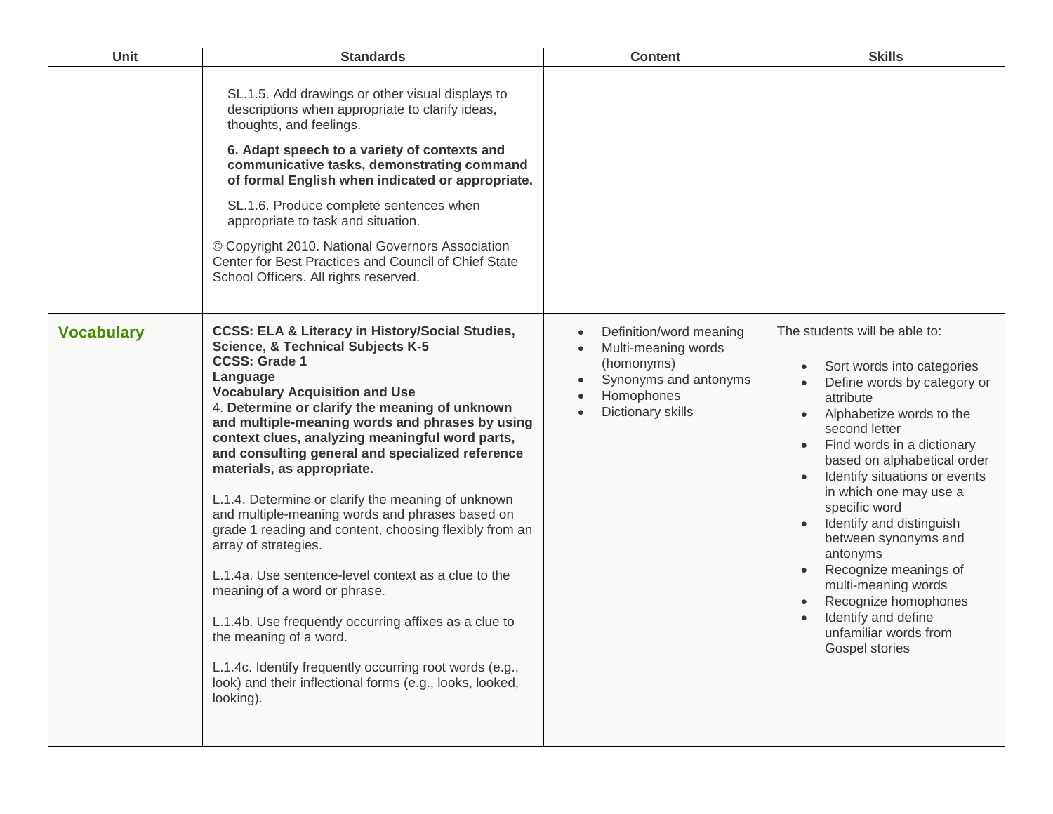| Unit | Standards | Content | Skills |
| --- | --- | --- | --- |
| | SL.1.5. Add drawings or other visual displays to descriptions when appropriate to clarify ideas, thoughts, and feelings.<br><br>**6. Adapt speech to a variety of contexts and communicative tasks, demonstrating command of formal English when indicated or appropriate.**<br><br>SL.1.6. Produce complete sentences when appropriate to task and situation.<br><br>© Copyright 2010. National Governors Association Center for Best Practices and Council of Chief State School Officers. All rights reserved. | | |
| **Vocabulary** | **CCSS: ELA & Literacy in History/Social Studies, Science, & Technical Subjects K-5**<br>**CCSS: Grade 1**<br>**Language**<br>**Vocabulary Acquisition and Use**<br>4. **Determine or clarify the meaning of unknown and multiple-meaning words and phrases by using context clues, analyzing meaningful word parts, and consulting general and specialized reference materials, as appropriate.**<br><br>L.1.4. Determine or clarify the meaning of unknown and multiple-meaning words and phrases based on grade 1 reading and content, choosing flexibly from an array of strategies.<br><br>L.1.4a. Use sentence-level context as a clue to the meaning of a word or phrase.<br><br>L.1.4b. Use frequently occurring affixes as a clue to the meaning of a word.<br><br>L.1.4c. Identify frequently occurring root words (e.g., look) and their inflectional forms (e.g., looks, looked, looking). | • Definition/word meaning<br>• Multi-meaning words (homonyms)<br>• Synonyms and antonyms<br>• Homophones<br>• Dictionary skills | The students will be able to:<br><br>• Sort words into categories<br>• Define words by category or attribute<br>• Alphabetize words to the second letter<br>• Find words in a dictionary based on alphabetical order<br>• Identify situations or events in which one may use a specific word<br>• Identify and distinguish between synonyms and antonyms<br>• Recognize meanings of multi-meaning words<br>• Recognize homophones<br>• Identify and define unfamiliar words from Gospel stories |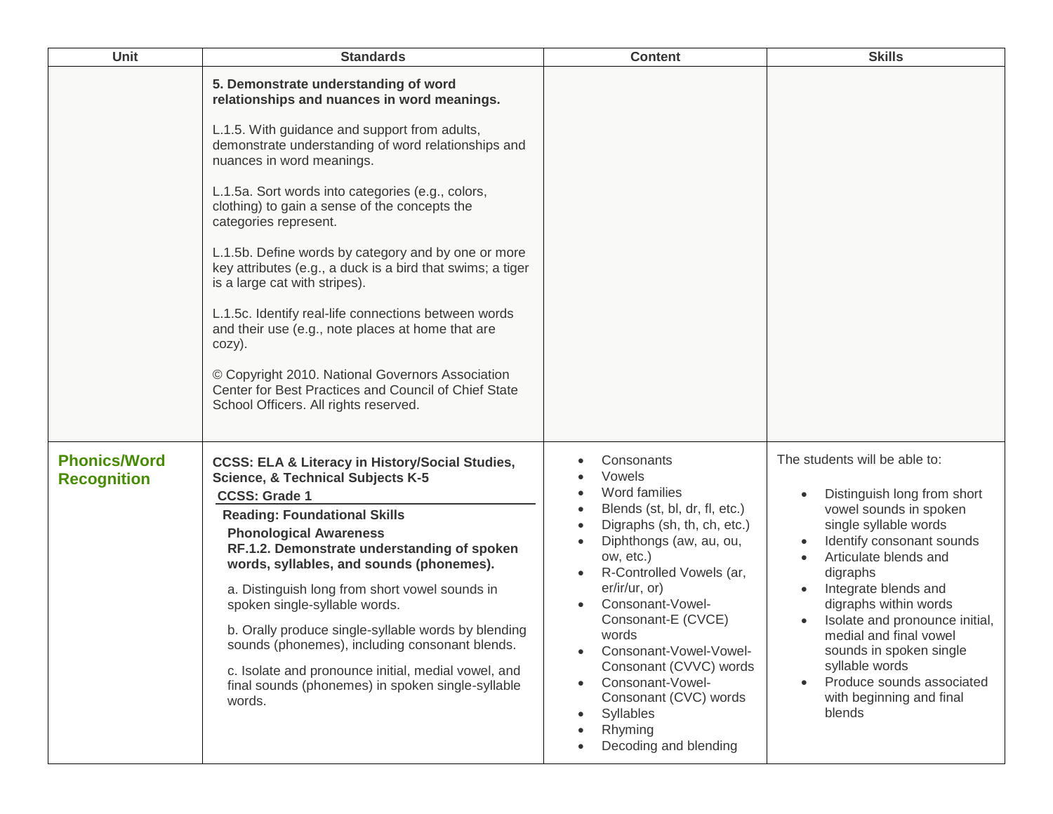| Unit | Standards | Content | Skills |
|---|---|---|---|
| | **5. Demonstrate understanding of word relationships and nuances in word meanings.**<br><br>L.1.5. With guidance and support from adults, demonstrate understanding of word relationships and nuances in word meanings.<br><br>L.1.5a. Sort words into categories (e.g., colors, clothing) to gain a sense of the concepts the categories represent.<br><br>L.1.5b. Define words by category and by one or more key attributes (e.g., a duck is a bird that swims; a tiger is a large cat with stripes).<br><br>L.1.5c. Identify real-life connections between words and their use (e.g., note places at home that are cozy).<br><br>© Copyright 2010. National Governors Association Center for Best Practices and Council of Chief State School Officers. All rights reserved. | | |
| **Phonics/Word Recognition** | **CCSS: ELA & Literacy in History/Social Studies, Science, & Technical Subjects K-5**<br>**CCSS: Grade 1**<br>**Reading: Foundational Skills**<br>**Phonological Awareness**<br>**RF.1.2. Demonstrate understanding of spoken words, syllables, and sounds (phonemes).**<br><br>a. Distinguish long from short vowel sounds in spoken single-syllable words.<br><br>b. Orally produce single-syllable words by blending sounds (phonemes), including consonant blends.<br><br>c. Isolate and pronounce initial, medial vowel, and final sounds (phonemes) in spoken single-syllable words. | • Consonants<br>• Vowels<br>• Word families<br>• Blends (st, bl, dr, fl, etc.)<br>• Digraphs (sh, th, ch, etc.)<br>• Diphthongs (aw, au, ou, ow, etc.)<br>• R-Controlled Vowels (ar, er/ir/ur, or)<br>• Consonant-Vowel-Consonant-E (CVCE) words<br>• Consonant-Vowel-Vowel-Consonant (CVVC) words<br>• Consonant-Vowel-Consonant (CVC) words<br>• Syllables<br>• Rhyming<br>• Decoding and blending | The students will be able to:<br><br>• Distinguish long from short vowel sounds in spoken single syllable words<br>• Identify consonant sounds<br>• Articulate blends and digraphs<br>• Integrate blends and digraphs within words<br>• Isolate and pronounce initial, medial and final vowel sounds in spoken single syllable words<br>• Produce sounds associated with beginning and final blends |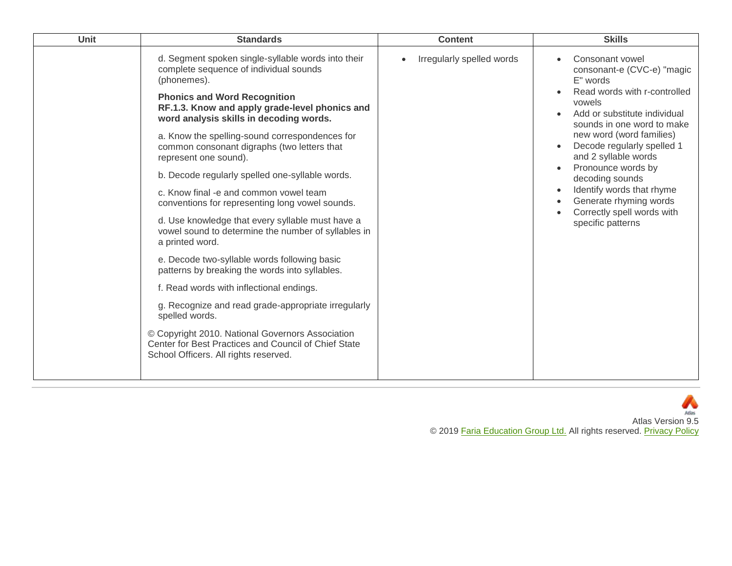| Unit | Standards | Content | Skills |
| --- | --- | --- | --- |
| | d. Segment spoken single-syllable words into their complete sequence of individual sounds (phonemes).<br><br>**Phonics and Word Recognition**<br>**RF.1.3. Know and apply grade-level phonics and word analysis skills in decoding words.**<br><br>a. Know the spelling-sound correspondences for common consonant digraphs (two letters that represent one sound).<br><br>b. Decode regularly spelled one-syllable words.<br><br>c. Know final -e and common vowel team conventions for representing long vowel sounds.<br><br>d. Use knowledge that every syllable must have a vowel sound to determine the number of syllables in a printed word.<br><br>e. Decode two-syllable words following basic patterns by breaking the words into syllables.<br><br>f. Read words with inflectional endings.<br><br>g. Recognize and read grade-appropriate irregularly spelled words.<br><br>© Copyright 2010. National Governors Association Center for Best Practices and Council of Chief State School Officers. All rights reserved. | • Irregularly spelled words | • Consonant vowel consonant-e (CVC-e) "magic E" words<br>• Read words with r-controlled vowels<br>• Add or substitute individual sounds in one word to make new word (word families)<br>• Decode regularly spelled 1 and 2 syllable words<br>• Pronounce words by decoding sounds<br>• Identify words that rhyme<br>• Generate rhyming words<br>• Correctly spell words with specific patterns |

Atlas Version 9.5
© 2019 Faria Education Group Ltd. All rights reserved. Privacy Policy